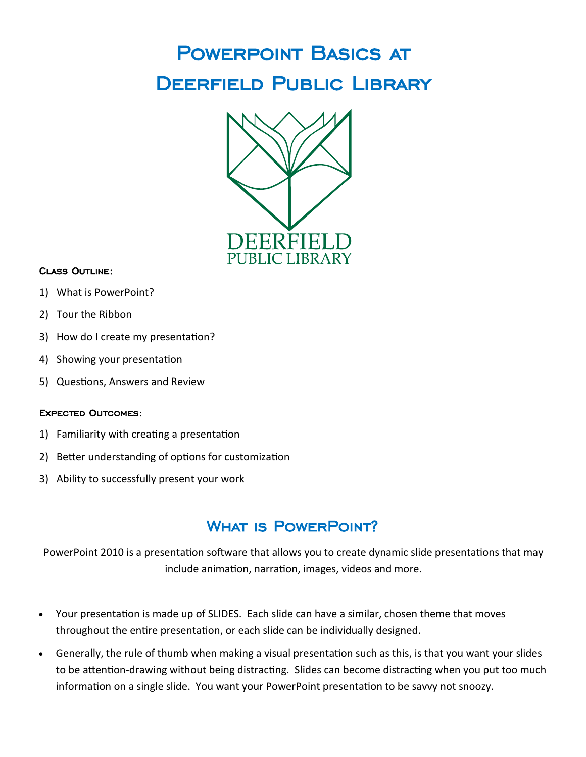# Powerpoint Basics at Deerfield Public Library

DEERFIELD
PUBLIC LIBRARY

**Class Outline:**

1) What is PowerPoint?
2) Tour the Ribbon
3) How do I create my presentation?
4) Showing your presentation
5) Questions, Answers and Review

**Expected Outcomes:**

1) Familiarity with creating a presentation
2) Better understanding of options for customization
3) Ability to successfully present your work

## What is PowerPoint?

PowerPoint 2010 is a presentation software that allows you to create dynamic slide presentations that may include animation, narration, images, videos and more.

- Your presentation is made up of SLIDES. Each slide can have a similar, chosen theme that moves throughout the entire presentation, or each slide can be individually designed.
- Generally, the rule of thumb when making a visual presentation such as this, is that you want your slides to be attention-drawing without being distracting. Slides can become distracting when you put too much information on a single slide. You want your PowerPoint presentation to be savvy not snoozy.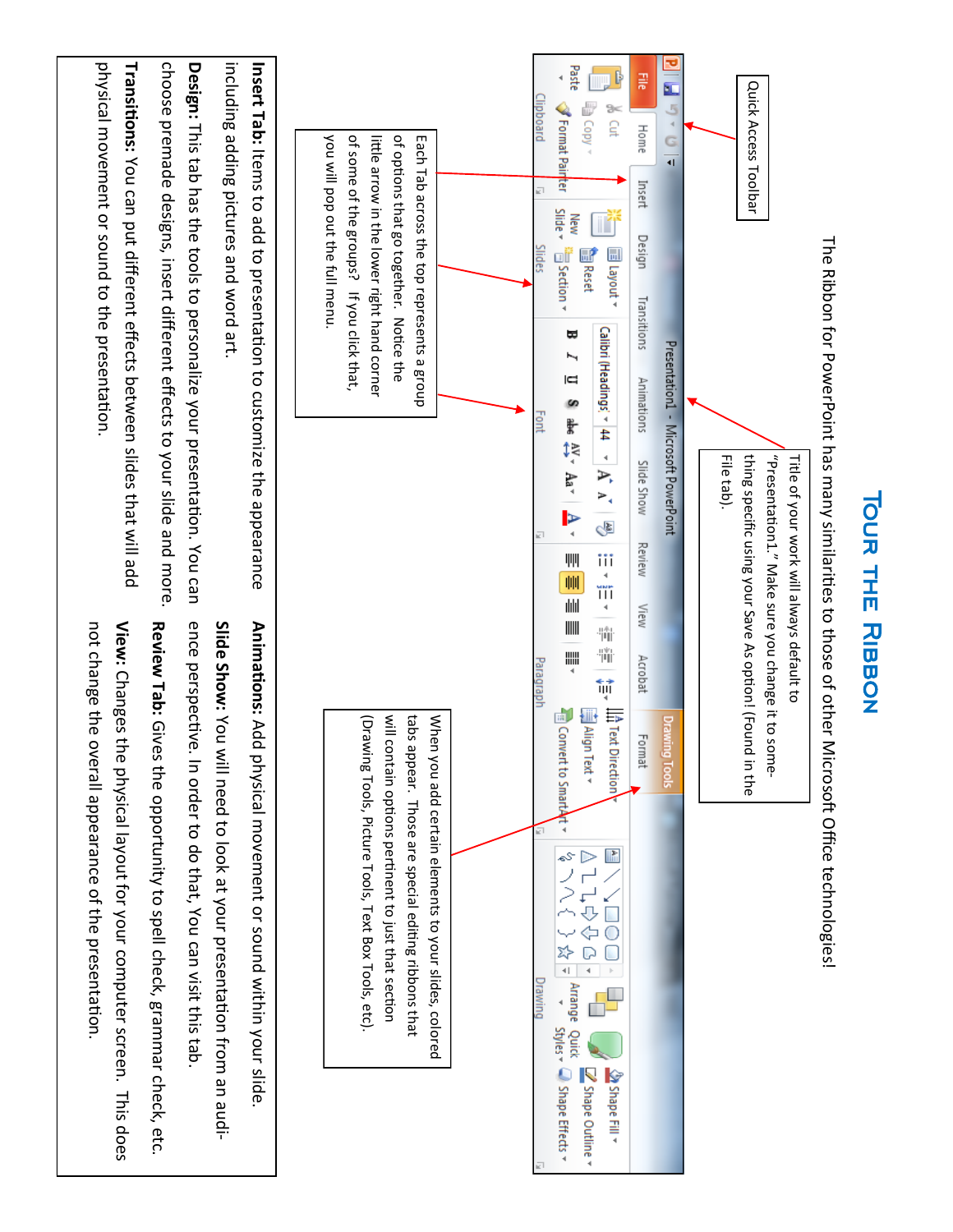# Tour the Ribbon

The Ribbon for PowerPoint has many similarities to those of other Microsoft Office technologies!

Quick Access Toolbar

Title of your work will always default to "Presentation1." Make sure you change it to something specific using your Save As option! (Found in the File tab).

Each Tab across the top represents a group of options that go together. Notice the little arrow in the lower right hand corner of some of the groups? If you click that, you will pop out the full menu.

When you add certain elements to your slides, colored tabs appear. Those are special editing ribbons that will contain options pertinent to just that section (Drawing Tools, Picture Tools, Text Box Tools, etc).

**Insert Tab:** Items to add to presentation to customize the appearance including adding pictures and word art.

**Design:** This tab has the tools to personalize your presentation. You can choose premade designs, insert different effects to your slide and more.

**Transitions:** You can put different effects between slides that will add physical movement or sound to the presentation.

**Animations:** Add physical movement or sound within your slide.

**Slide Show:** You will need to look at your presentation from an audience perspective. In order to do that, You can visit this tab.

**Review Tab:** Gives the opportunity to spell check, grammar check, etc.

**View:** Changes the physical layout for your computer screen. This does not change the overall appearance of the presentation.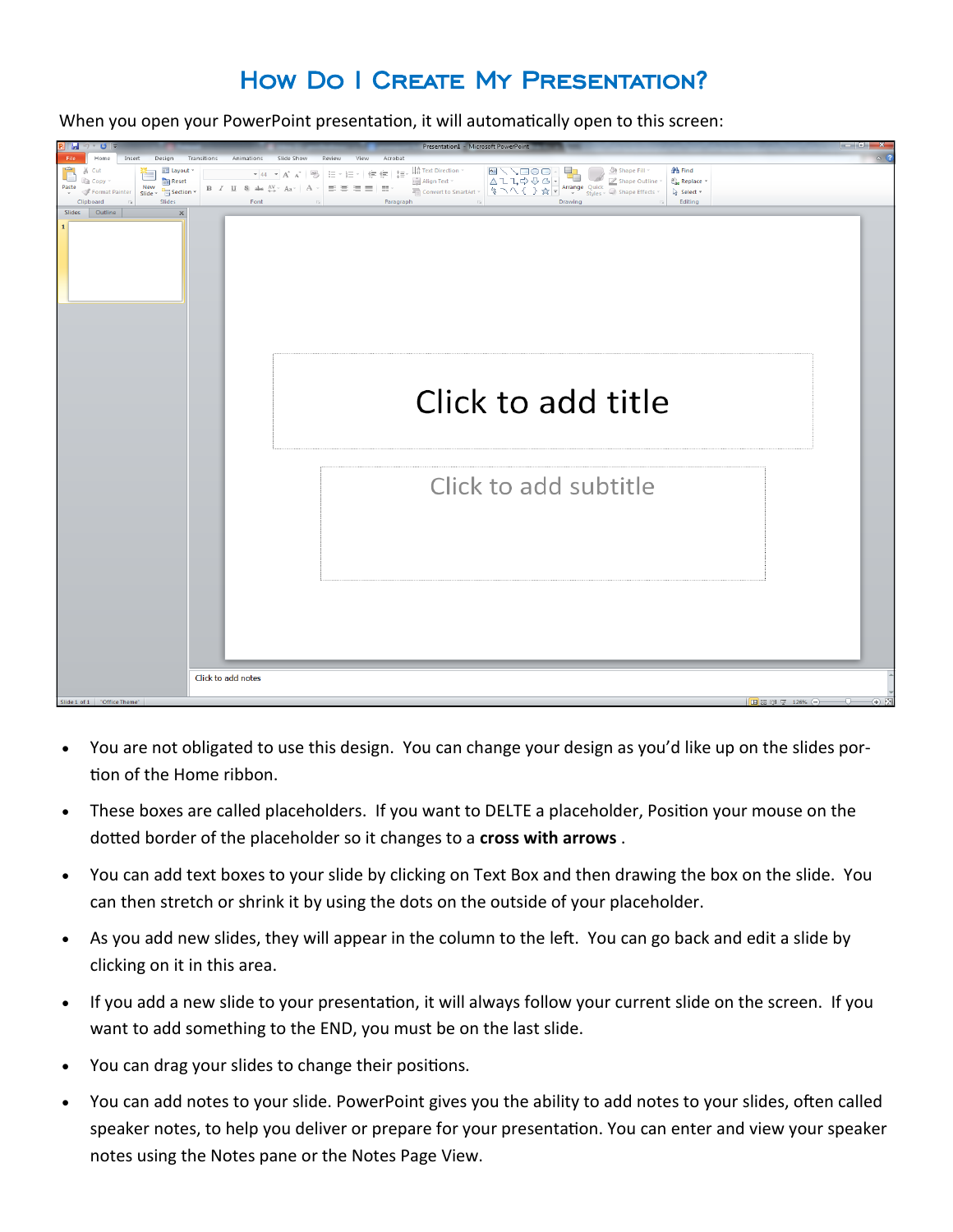# How Do I Create My Presentation?

When you open your PowerPoint presentation, it will automatically open to this screen:

- You are not obligated to use this design. You can change your design as you'd like up on the slides portion of the Home ribbon.
- These boxes are called placeholders. If you want to DELTE a placeholder, Position your mouse on the dotted border of the placeholder so it changes to a **cross with arrows** .
- You can add text boxes to your slide by clicking on Text Box and then drawing the box on the slide. You can then stretch or shrink it by using the dots on the outside of your placeholder.
- As you add new slides, they will appear in the column to the left. You can go back and edit a slide by clicking on it in this area.
- If you add a new slide to your presentation, it will always follow your current slide on the screen. If you want to add something to the END, you must be on the last slide.
- You can drag your slides to change their positions.
- You can add notes to your slide. PowerPoint gives you the ability to add notes to your slides, often called speaker notes, to help you deliver or prepare for your presentation. You can enter and view your speaker notes using the Notes pane or the Notes Page View.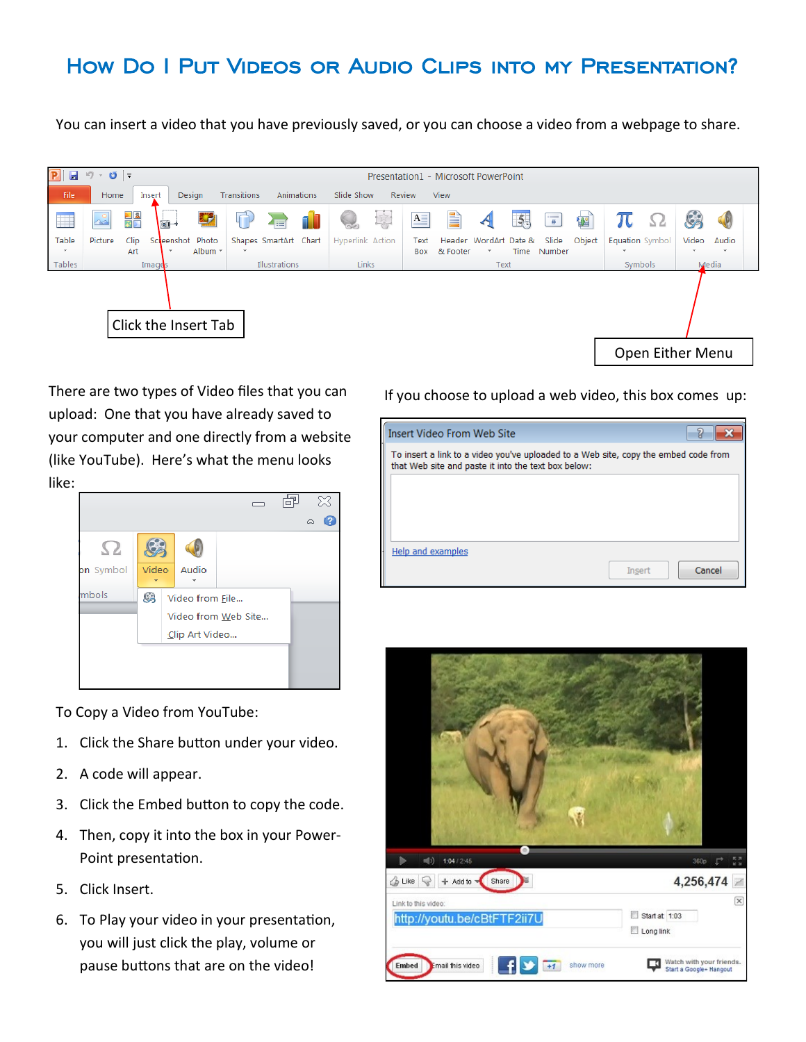# How Do I Put Videos or Audio Clips into my Presentation?

You can insert a video that you have previously saved, or you can choose a video from a webpage to share.

Click the Insert Tab

Open Either Menu

There are two types of Video files that you can upload: One that you have already saved to your computer and one directly from a website (like YouTube). Here's what the menu looks like:

If you choose to upload a web video, this box comes up:

To Copy a Video from YouTube:

1. Click the Share button under your video.
2. A code will appear.
3. Click the Embed button to copy the code.
4. Then, copy it into the box in your Power-Point presentation.
5. Click Insert.
6. To Play your video in your presentation, you will just click the play, volume or pause buttons that are on the video!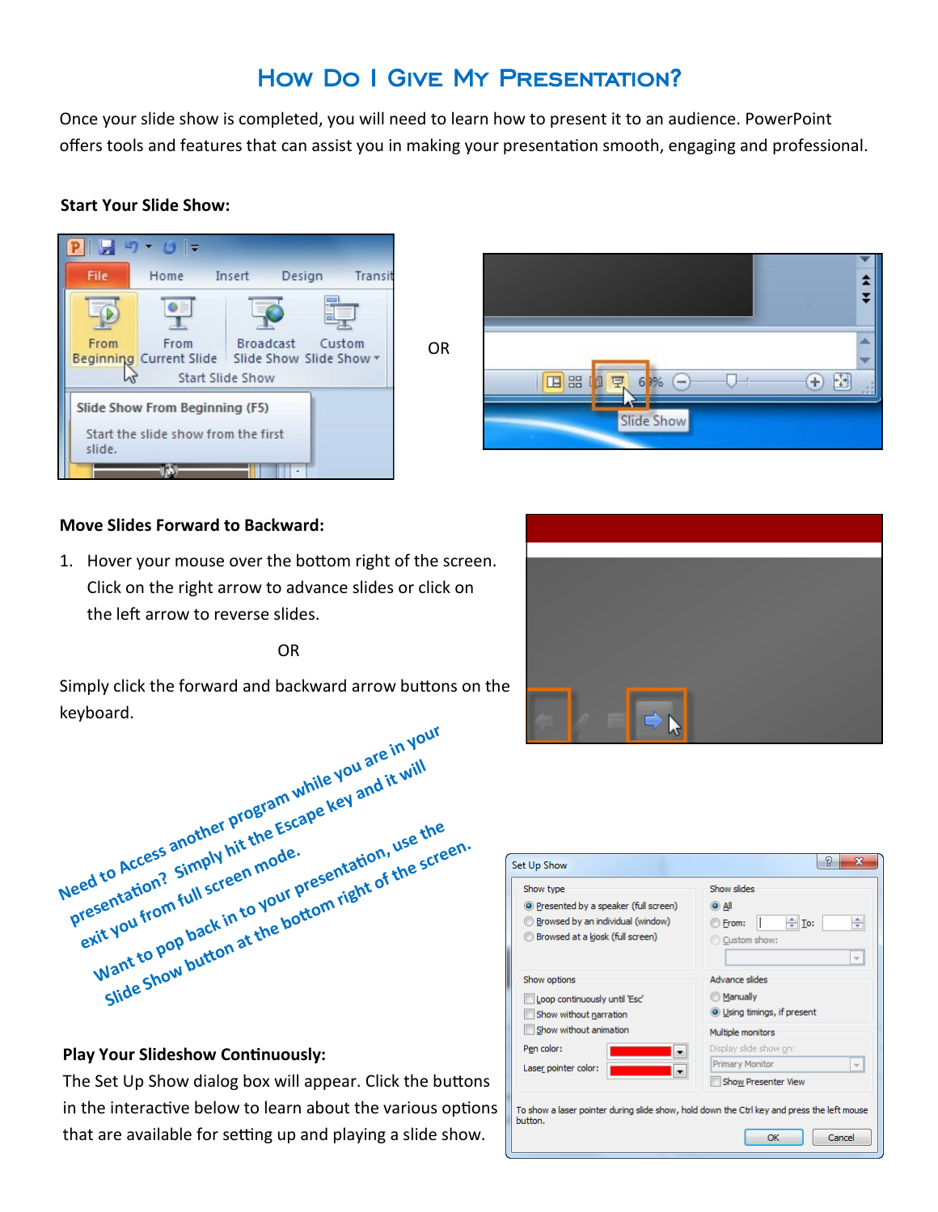# How Do I Give My Presentation?

Once your slide show is completed, you will need to learn how to present it to an audience. PowerPoint offers tools and features that can assist you in making your presentation smooth, engaging and professional.

**Start Your Slide Show:**

OR

**Move Slides Forward to Backward:**

1. Hover your mouse over the bottom right of the screen. Click on the right arrow to advance slides or click on the left arrow to reverse slides.

OR

Simply click the forward and backward arrow buttons on the keyboard.

*Need to Access another program while you are in your presentation? Simply hit the Escape key and it will exit you from full screen mode.*

*Want to pop back in to your presentation, use the Slide Show button at the bottom right of the screen.*

**Play Your Slideshow Continuously:**

The Set Up Show dialog box will appear. Click the buttons in the interactive below to learn about the various options that are available for setting up and playing a slide show.